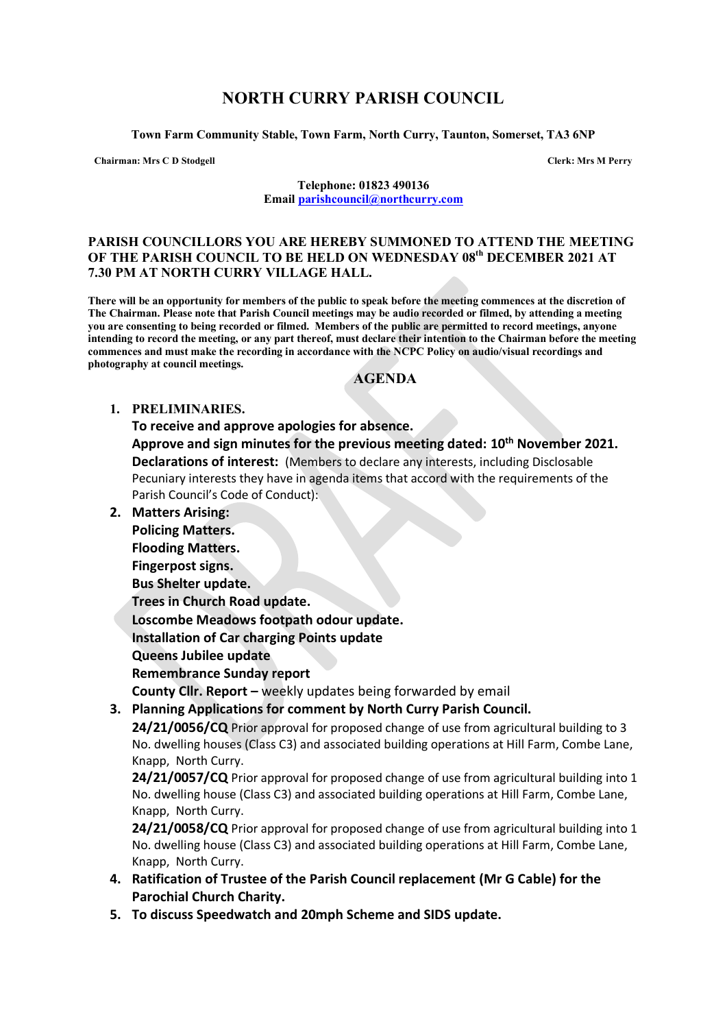# NORTH CURRY PARISH COUNCIL

**Town Farm Community Stable, Town Farm, North Curry, Taunton, Somerset, TA3 6NP**

**Chairman: Mrs C D Stodgell** **Clerk: Mrs M Perry**

**Telephone: 01823 490136**
**Email parishcouncil@northcurry.com**

**PARISH COUNCILLORS YOU ARE HEREBY SUMMONED TO ATTEND THE MEETING OF THE PARISH COUNCIL TO BE HELD ON WEDNESDAY 08th DECEMBER 2021 AT 7.30 PM AT NORTH CURRY VILLAGE HALL.**

**There will be an opportunity for members of the public to speak before the meeting commences at the discretion of The Chairman. Please note that Parish Council meetings may be audio recorded or filmed, by attending a meeting you are consenting to being recorded or filmed. Members of the public are permitted to record meetings, anyone intending to record the meeting, or any part thereof, must declare their intention to the Chairman before the meeting commences and must make the recording in accordance with the NCPC Policy on audio/visual recordings and photography at council meetings.**

## AGENDA

1. **PRELIMINARIES.**
   **To receive and approve apologies for absence.**
   **Approve and sign minutes for the previous meeting dated: 10th November 2021.**
   **Declarations of interest:** (Members to declare any interests, including Disclosable Pecuniary interests they have in agenda items that accord with the requirements of the Parish Council's Code of Conduct):
2. **Matters Arising:**
   **Policing Matters.**
   **Flooding Matters.**
   **Fingerpost signs.**
   **Bus Shelter update.**
   **Trees in Church Road update.**
   **Loscombe Meadows footpath odour update.**
   **Installation of Car charging Points update**
   **Queens Jubilee update**
   **Remembrance Sunday report**
   **County Cllr. Report –** weekly updates being forwarded by email
3. **Planning Applications for comment by North Curry Parish Council.**
   **24/21/0056/CQ** Prior approval for proposed change of use from agricultural building to 3 No. dwelling houses (Class C3) and associated building operations at Hill Farm, Combe Lane, Knapp, North Curry.
   **24/21/0057/CQ** Prior approval for proposed change of use from agricultural building into 1 No. dwelling house (Class C3) and associated building operations at Hill Farm, Combe Lane, Knapp, North Curry.
   **24/21/0058/CQ** Prior approval for proposed change of use from agricultural building into 1 No. dwelling house (Class C3) and associated building operations at Hill Farm, Combe Lane, Knapp, North Curry.
4. **Ratification of Trustee of the Parish Council replacement (Mr G Cable) for the Parochial Church Charity.**
5. **To discuss Speedwatch and 20mph Scheme and SIDS update.**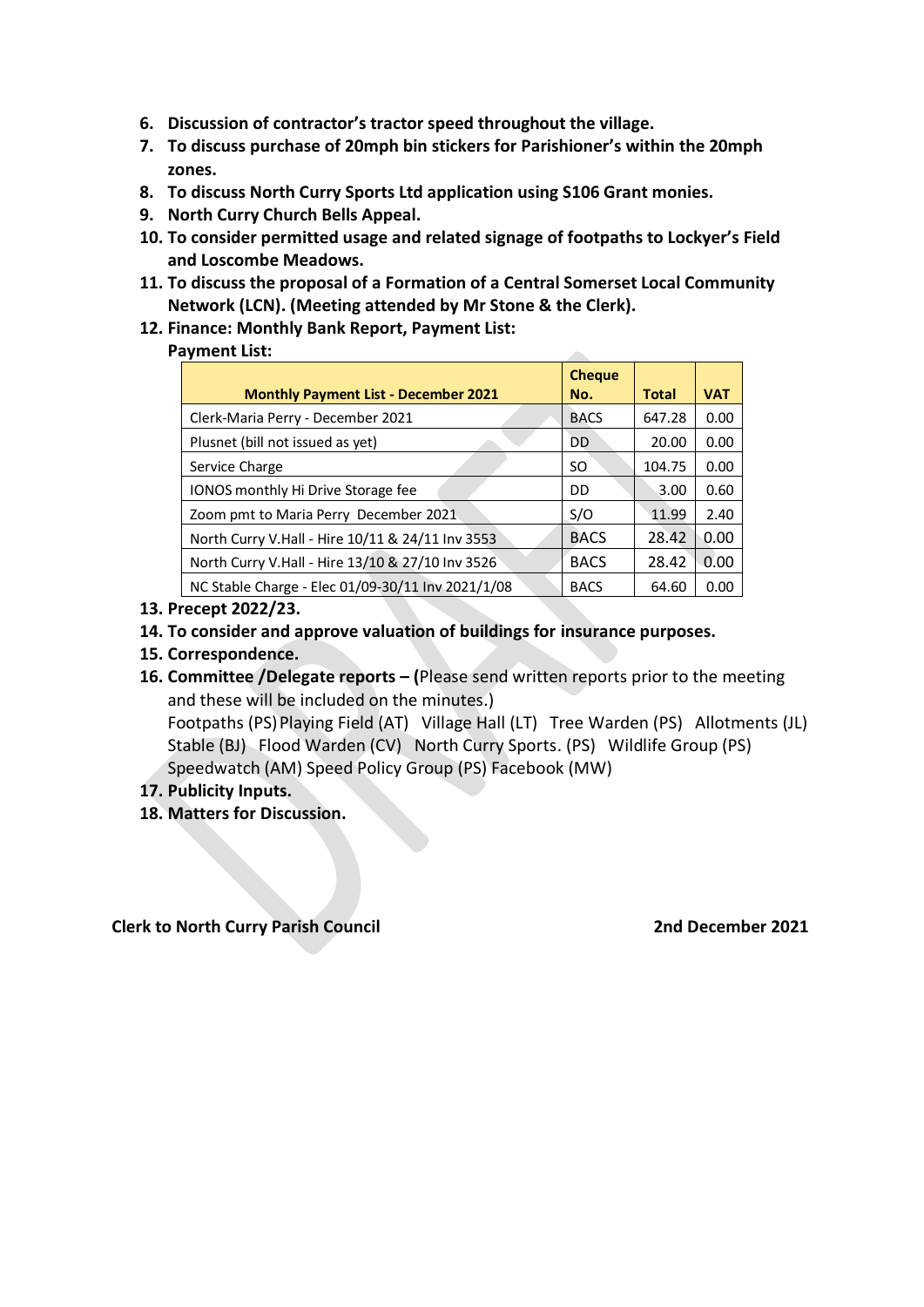6. **Discussion of contractor's tractor speed throughout the village.**
7. **To discuss purchase of 20mph bin stickers for Parishioner's within the 20mph zones.**
8. **To discuss North Curry Sports Ltd application using S106 Grant monies.**
9. **North Curry Church Bells Appeal.**
10. **To consider permitted usage and related signage of footpaths to Lockyer's Field and Loscombe Meadows.**
11. **To discuss the proposal of a Formation of a Central Somerset Local Community Network (LCN). (Meeting attended by Mr Stone & the Clerk).**
12. **Finance: Monthly Bank Report, Payment List:**
    **Payment List:**

| Monthly Payment List - December 2021 | Cheque No. | Total | VAT |
|---|---|---|---|
| Clerk-Maria Perry - December 2021 | BACS | 647.28 | 0.00 |
| Plusnet (bill not issued as yet) | DD | 20.00 | 0.00 |
| Service Charge | SO | 104.75 | 0.00 |
| IONOS monthly Hi Drive Storage fee | DD | 3.00 | 0.60 |
| Zoom pmt to Maria Perry December 2021 | S/O | 11.99 | 2.40 |
| North Curry V.Hall - Hire 10/11 & 24/11 Inv 3553 | BACS | 28.42 | 0.00 |
| North Curry V.Hall - Hire 13/10 & 27/10 Inv 3526 | BACS | 28.42 | 0.00 |
| NC Stable Charge - Elec 01/09-30/11 Inv 2021/1/08 | BACS | 64.60 | 0.00 |

13. **Precept 2022/23.**
14. **To consider and approve valuation of buildings for insurance purposes.**
15. **Correspondence.**
16. **Committee /Delegate reports – (**Please send written reports prior to the meeting and these will be included on the minutes.)
    Footpaths (PS) Playing Field (AT) Village Hall (LT) Tree Warden (PS) Allotments (JL) Stable (BJ) Flood Warden (CV) North Curry Sports. (PS) Wildlife Group (PS) Speedwatch (AM) Speed Policy Group (PS) Facebook (MW)
17. **Publicity Inputs.**
18. **Matters for Discussion.**

**Clerk to North Curry Parish Council** **2nd December 2021**